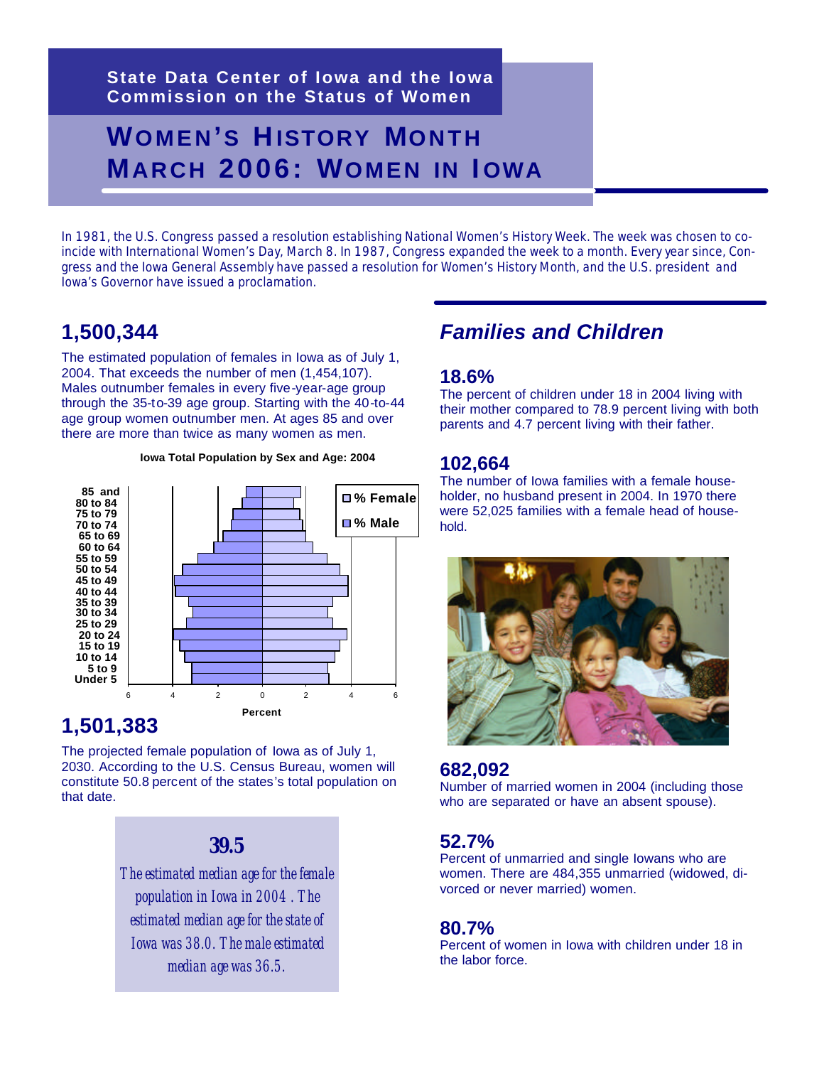State Data Center of Iowa and the Iowa Commission on the Status of Women

# WOMEN'S HISTORY MONTH MARCH 2006: WOMEN IN IOWA

In 1981, the U.S. Congress passed a resolution establishing National Women's History Week. The week was chosen to coincide with International Women's Day, March 8. In 1987, Congress expanded the week to a month. Every year since, Congress and the Iowa General Assembly have passed a resolution for Women's History Month, and the U.S. president and Iowa's Governor have issued a proclamation.

## 1,500,344

The estimated population of females in Iowa as of July 1, 2004. That exceeds the number of men (1,454,107). Males outnumber females in every five-year-age group through the 35-to-39 age group. Starting with the 40-to-44 age group women outnumber men. At ages 85 and over there are more than twice as many women as men.

**Iowa Total Population by Sex and Age: 2004**

## 1,501,383

The projected female population of Iowa as of July 1, 2030. According to the U.S. Census Bureau, women will constitute 50.8 percent of the states's total population on that date.

### 39.5

*The estimated median age for the female population in Iowa in 2004. The estimated median age for the state of Iowa was 38.0. The male estimated median age was 36.5.*

## *Families and Children*

### 18.6%

Percent of children under 18 in 2004 living with their mother compared to 78.9 percent living with both parents and 4.7 percent living with their father.

### 102,664

The number of Iowa families with a female householder, no husband present in 2004. In 1970 there were 52,025 families with a female head of household.

### 682,092

Number of married women in 2004 (including those who are separated or have an absent spouse).

### 52.7%

Percent of unmarried and single Iowans who are women. There are 484,355 unmarried (widowed, divorced or never married) women.

### 80.7%

Percent of women in Iowa with children under 18 in the labor force.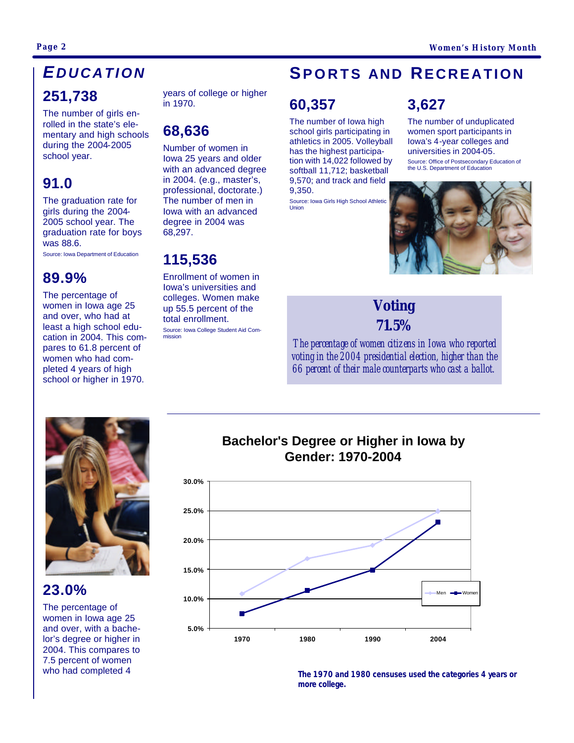# EDUCATION

## 251,738

The number of girls enrolled in the state's elementary and high schools during the 2004-2005 school year.

## 91.0

The graduation rate for girls during the 2004-2005 school year. The graduation rate for boys was 88.6.

Source: Iowa Department of Education

## 89.9%

The percentage of women in Iowa age 25 and over, who had at least a high school education in 2004. This compares to 61.8 percent of women who had completed 4 years of high school or higher in 1970.

## 23.0%

The percentage of women in Iowa age 25 and over, with a bachelor's degree or higher in 2004. This compares to 7.5 percent of women who had completed 4 years of college or higher in 1970.

## 68,636

Number of women in Iowa 25 years and older with an advanced degree in 2004. (e.g., master's, professional, doctorate.) The number of men in Iowa with an advanced degree in 2004 was 68,297.

## 115,536

Enrollment of women in Iowa's universities and colleges. Women make up 55.5 percent of the total enrollment.

Source: Iowa College Student Aid Commission

# SPORTS AND RECREATION

## 60,357

The number of Iowa high school girls participating in athletics in 2005. Volleyball has the highest participation with 14,022 followed by softball 11,712; basketball 9,570; and track and field 9,350.

Source: Iowa Girls High School Athletic Union

## 3,627

The number of unduplicated women sport participants in Iowa's 4-year colleges and universities in 2004-05.

Source: Office of Postsecondary Education of the U.S. Department of Education

## Voting

## 71.5%

*The percentage of women citizens in Iowa who reported voting in the 2004 presidential election, higher than the 66 percent of their male counterparts who cast a ballot.*

## Bachelor's Degree or Higher in Iowa by Gender: 1970-2004

| Year | Men | Women |
|---|---|---|
| 1970 | ~11% | 7.5% |
| 1980 | ~17% | ~11.5% |
| 1990 | ~19% | ~15% |
| 2004 | ~25% | 23.0% |

**The 1970 and 1980 censuses used the categories 4 years or more college.**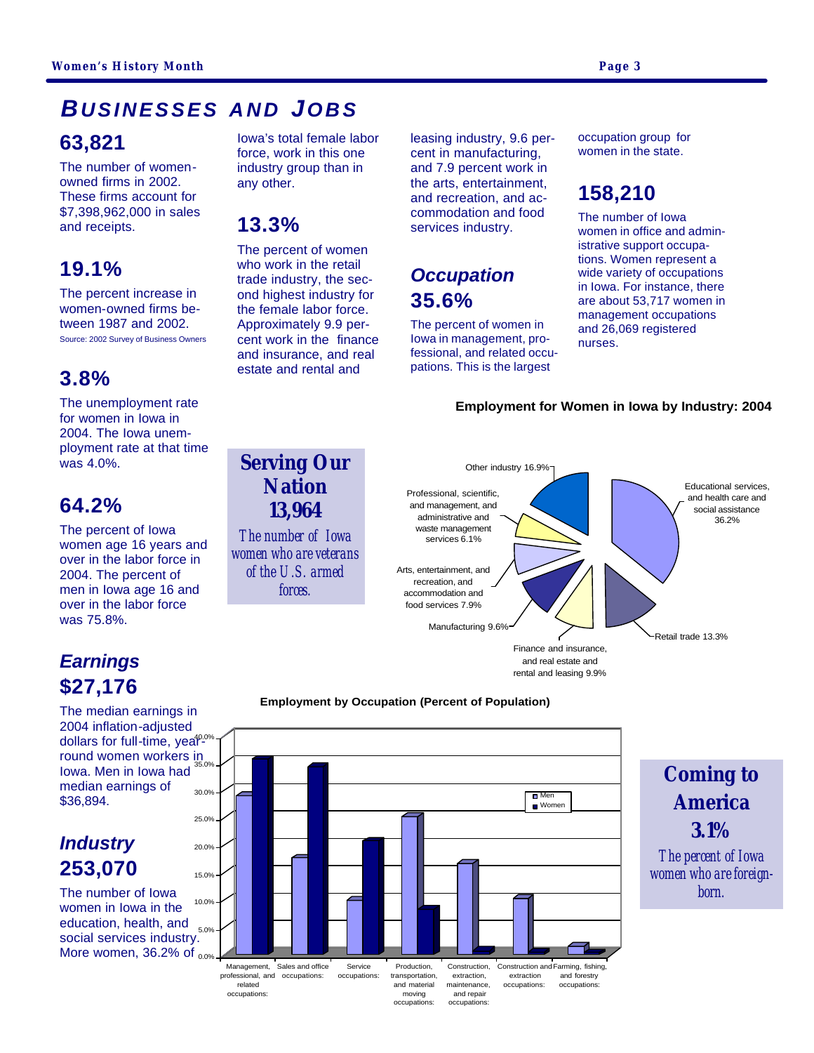## BUSINESSES AND JOBS

### 63,821

The number of women-owned firms in 2002. These firms account for $7,398,962,000 in sales and receipts.

### 19.1%

The percent increase in women-owned firms between 1987 and 2002.

Source: 2002 Survey of Business Owners

### 3.8%

The unemployment rate for women in Iowa in 2004. The Iowa unemployment rate at that time was 4.0%.

### 64.2%

The percent of Iowa women age 16 years and over in the labor force in 2004. The percent of men in Iowa age 16 and over in the labor force was 75.8%.

### *Earnings*
### $27,176

The median earnings in 2004 inflation-adjusted dollars for full-time, year-round women workers in Iowa. Men in Iowa had median earnings of $36,894.

### *Industry*
### 253,070

The number of Iowa women in Iowa in the education, health, and social services industry. More women, 36.2% of Iowa's total female labor force, work in this one industry group than in any other.

### 13.3%

The percent of women who work in the retail trade industry, the second highest industry for the female labor force. Approximately 9.9 percent work in the finance and insurance, and real estate and rental and leasing industry, 9.6 percent in manufacturing, and 7.9 percent work in the arts, entertainment, and recreation, and accommodation and food services industry.

### *Occupation*
### 35.6%

The percent of women in Iowa in management, professional, and related occupations. This is the largest occupation group for women in the state.

### 158,210

The number of Iowa women in office and administrative support occupations. Women represent a wide variety of occupations in Iowa. For instance, there are about 53,717 women in management occupations and 26,069 registered nurses.

**Serving Our Nation**
**13,964**

*The number of Iowa women who are veterans of the U.S. armed forces.*

**Employment for Women in Iowa by Industry: 2004**

| Industry | Percent |
|---|---|
| Educational services, and health care and social assistance | 36.2% |
| Retail trade | 13.3% |
| Finance and insurance, and real estate and rental and leasing | 9.9% |
| Manufacturing | 9.6% |
| Arts, entertainment, and recreation, and accommodation and food services | 7.9% |
| Professional, scientific, and management, and administrative and waste management services | 6.1% |
| Other industry | 16.9% |

**Employment by Occupation (Percent of Population)**

Bar chart (Men, Women) by occupation group: Management, professional, and related occupations; Sales and office occupations; Service occupations; Production, transportation, and material moving occupations; Construction, extraction, maintenance, and repair occupations; Construction and extraction occupations; Farming, fishing, and forestry occupations. Y-axis: 0.0% to 40.0%.

**Coming to America**
**3.1%**

*The percent of Iowa women who are foreign-born.*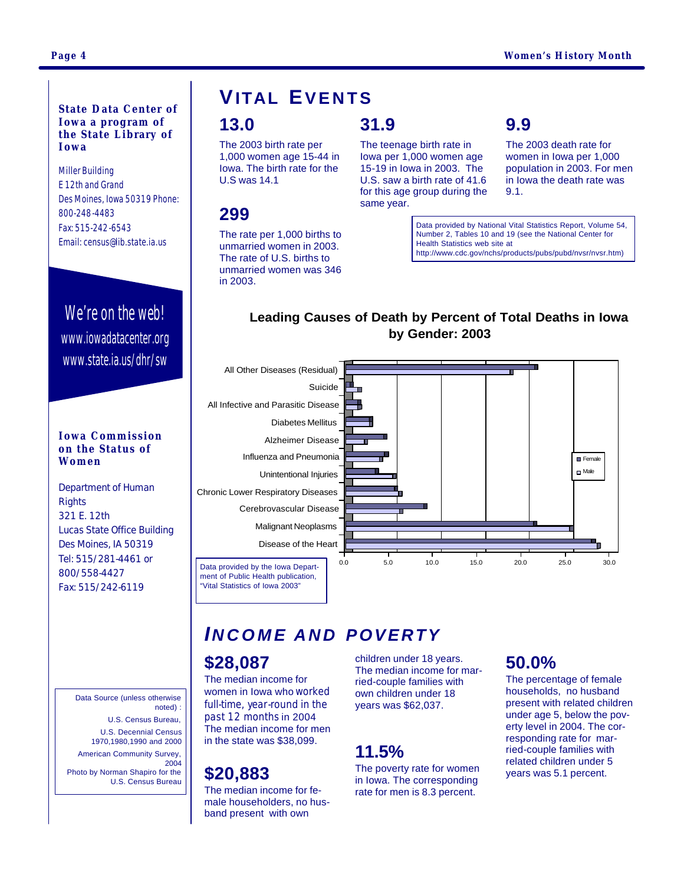**State Data Center of Iowa a program of the State Library of Iowa**

Miller Building
E 12th and Grand
Des Moines, Iowa 50319 Phone: 800-248-4483
Fax: 515-242-6543
Email: census@lib.state.ia.us

We're on the web!
www.iowadatacenter.org
www.state.ia.us/dhr/sw

**Iowa Commission on the Status of Women**

Department of Human Rights
321 E. 12th
Lucas State Office Building
Des Moines, IA 50319
Tel: 515/281-4461 or 800/558-4427
Fax: 515/242-6119

Data Source (unless otherwise noted) :
U.S. Census Bureau,
U.S. Decennial Census 1970,1980,1990 and 2000
American Community Survey, 2004
Photo by Norman Shapiro for the U.S. Census Bureau

# VITAL EVENTS

## 13.0

The 2003 birth rate per 1,000 women age 15-44 in Iowa. The birth rate for the U.S was 14.1

## 299

The rate per 1,000 births to unmarried women in 2003. The rate of U.S. births to unmarried women was 346 in 2003.

## 31.9

The teenage birth rate in Iowa per 1,000 women age 15-19 in Iowa in 2003. The U.S. saw a birth rate of 41.6 for this age group during the same year.

## 9.9

The 2003 death rate for women in Iowa per 1,000 population in 2003. For men in Iowa the death rate was 9.1.

Data provided by National Vital Statistics Report, Volume 54, Number 2, Tables 10 and 19 (see the National Center for Health Statistics web site at http://www.cdc.gov/nchs/products/pubs/pubd/nvsr/nvsr.htm)

**Leading Causes of Death by Percent of Total Deaths in Iowa by Gender: 2003**

All Other Diseases (Residual)
Suicide
All Infective and Parasitic Disease
Diabetes Mellitus
Alzheimer Disease
Influenza and Pneumonia
Unintentional Injuries
Chronic Lower Respiratory Diseases
Cerebrovascular Disease
Malignant Neoplasms
Disease of the Heart

0.0 5.0 10.0 15.0 20.0 25.0 30.0

Female
Male

Data provided by the Iowa Department of Public Health publication, "Vital Statistics of Iowa 2003"

# INCOME AND POVERTY

## $28,087

The median income for women in Iowa who worked full-time, year-round in the past 12 months in 2004. The median income for men in the state was $38,099.

## $20,883

The median income for female householders, no husband present with own children under 18 years. The median income for married-couple families with own children under 18 years was $62,037.

## 11.5%

The poverty rate for women in Iowa. The corresponding rate for men is 8.3 percent.

## 50.0%

The percentage of female households, no husband present with related children under age 5, below the poverty level in 2004. The corresponding rate for married-couple families with related children under 5 years was 5.1 percent.